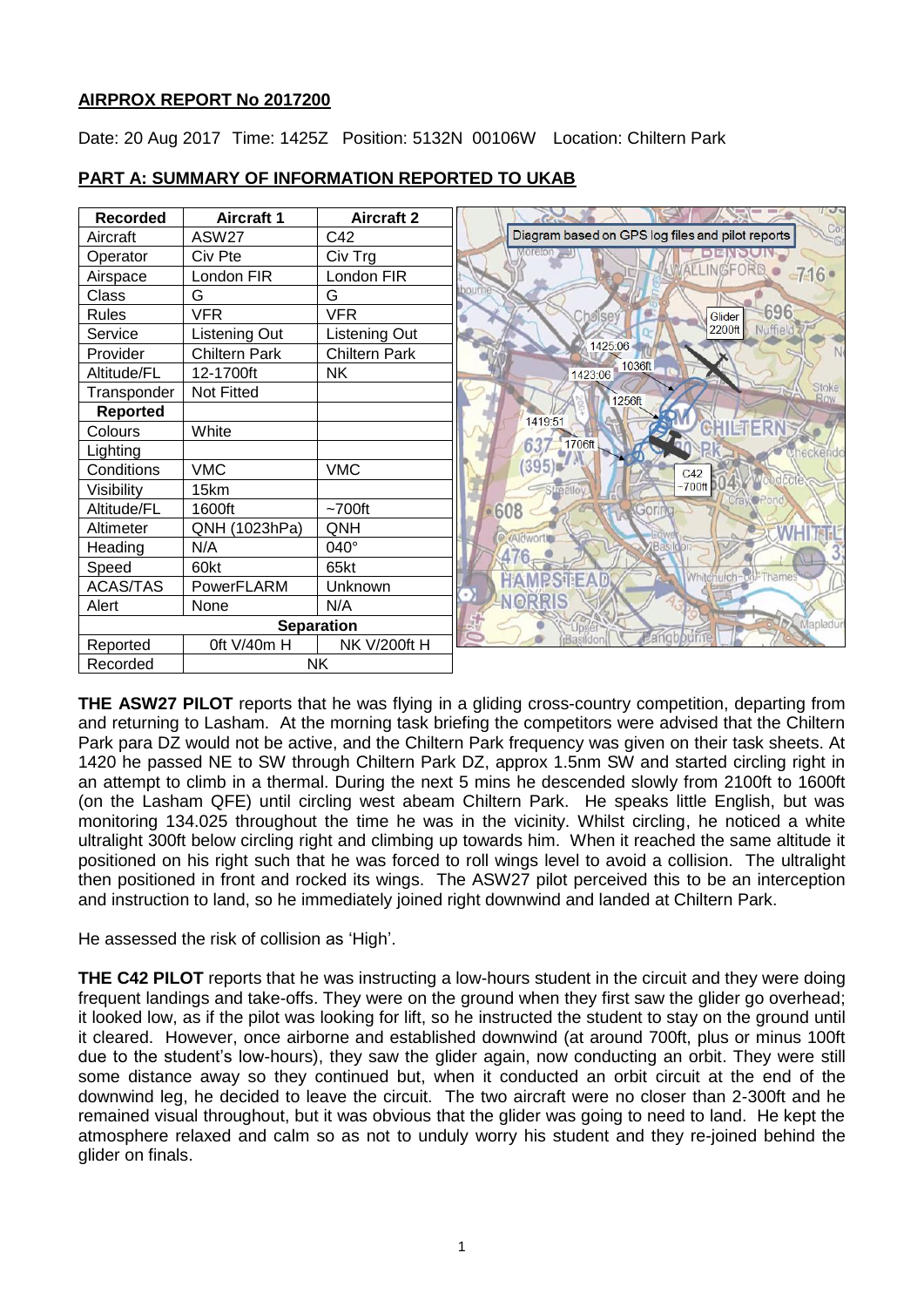**AIRPROX REPORT No 2017200**

Date: 20 Aug 2017 Time: 1425Z Position: 5132N 00106W Location: Chiltern Park

**PART A: SUMMARY OF INFORMATION REPORTED TO UKAB**

| Recorded | Aircraft 1 | Aircraft 2 |
|---|---|---|
| Aircraft | ASW27 | C42 |
| Operator | Civ Pte | Civ Trg |
| Airspace | London FIR | London FIR |
| Class | G | G |
| Rules | VFR | VFR |
| Service | Listening Out | Listening Out |
| Provider | Chiltern Park | Chiltern Park |
| Altitude/FL | 12-1700ft | NK |
| Transponder | Not Fitted | |
| **Reported** | | |
| Colours | White | |
| Lighting | | |
| Conditions | VMC | VMC |
| Visibility | 15km | |
| Altitude/FL | 1600ft | ~700ft |
| Altimeter | QNH (1023hPa) | QNH |
| Heading | N/A | 040° |
| Speed | 60kt | 65kt |
| ACAS/TAS | PowerFLARM | Unknown |
| Alert | None | N/A |
| **Separation** | | |
| Reported | 0ft V/40m H | NK V/200ft H |
| Recorded | NK | |

Diagram based on GPS log files and pilot reports

**THE ASW27 PILOT** reports that he was flying in a gliding cross-country competition, departing from and returning to Lasham. At the morning task briefing the competitors were advised that the Chiltern Park para DZ would not be active, and the Chiltern Park frequency was given on their task sheets. At 1420 he passed NE to SW through Chiltern Park DZ, approx 1.5nm SW and started circling right in an attempt to climb in a thermal. During the next 5 mins he descended slowly from 2100ft to 1600ft (on the Lasham QFE) until circling west abeam Chiltern Park. He speaks little English, but was monitoring 134.025 throughout the time he was in the vicinity. Whilst circling, he noticed a white ultralight 300ft below circling right and climbing up towards him. When it reached the same altitude it positioned on his right such that he was forced to roll wings level to avoid a collision. The ultralight then positioned in front and rocked its wings. The ASW27 pilot perceived this to be an interception and instruction to land, so he immediately joined right downwind and landed at Chiltern Park.

He assessed the risk of collision as 'High'.

**THE C42 PILOT** reports that he was instructing a low-hours student in the circuit and they were doing frequent landings and take-offs. They were on the ground when they first saw the glider go overhead; it looked low, as if the pilot was looking for lift, so he instructed the student to stay on the ground until it cleared. However, once airborne and established downwind (at around 700ft, plus or minus 100ft due to the student's low-hours), they saw the glider again, now conducting an orbit. They were still some distance away so they continued but, when it conducted an orbit circuit at the end of the downwind leg, he decided to leave the circuit. The two aircraft were no closer than 2-300ft and he remained visual throughout, but it was obvious that the glider was going to need to land. He kept the atmosphere relaxed and calm so as not to unduly worry his student and they re-joined behind the glider on finals.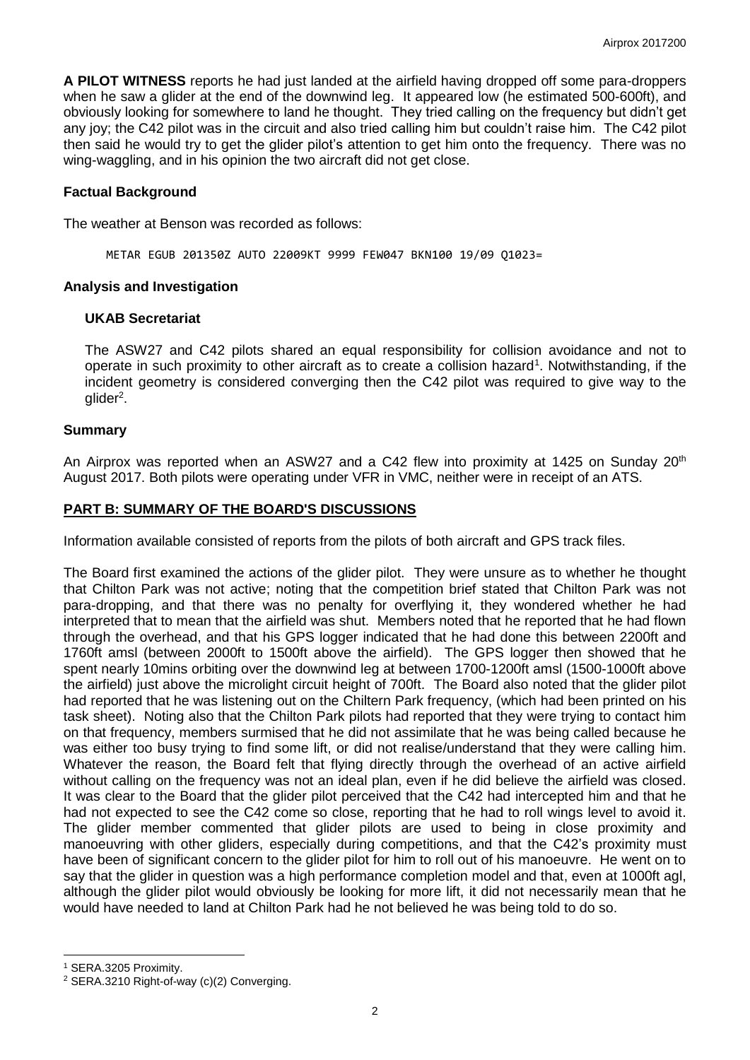**A PILOT WITNESS** reports he had just landed at the airfield having dropped off some para-droppers when he saw a glider at the end of the downwind leg. It appeared low (he estimated 500-600ft), and obviously looking for somewhere to land he thought. They tried calling on the frequency but didn't get any joy; the C42 pilot was in the circuit and also tried calling him but couldn't raise him. The C42 pilot then said he would try to get the glider pilot's attention to get him onto the frequency. There was no wing-waggling, and in his opinion the two aircraft did not get close.

### Factual Background

The weather at Benson was recorded as follows:

```
METAR EGUB 201350Z AUTO 22009KT 9999 FEW047 BKN100 19/09 Q1023=
```

### Analysis and Investigation

#### UKAB Secretariat

The ASW27 and C42 pilots shared an equal responsibility for collision avoidance and not to operate in such proximity to other aircraft as to create a collision hazard[1]. Notwithstanding, if the incident geometry is considered converging then the C42 pilot was required to give way to the glider[2].

### Summary

An Airprox was reported when an ASW27 and a C42 flew into proximity at 1425 on Sunday 20th August 2017. Both pilots were operating under VFR in VMC, neither were in receipt of an ATS.

## PART B: SUMMARY OF THE BOARD'S DISCUSSIONS

Information available consisted of reports from the pilots of both aircraft and GPS track files.

The Board first examined the actions of the glider pilot. They were unsure as to whether he thought that Chilton Park was not active; noting that the competition brief stated that Chilton Park was not para-dropping, and that there was no penalty for overflying it, they wondered whether he had interpreted that to mean that the airfield was shut. Members noted that he reported that he had flown through the overhead, and that his GPS logger indicated that he had done this between 2200ft and 1760ft amsl (between 2000ft to 1500ft above the airfield). The GPS logger then showed that he spent nearly 10mins orbiting over the downwind leg at between 1700-1200ft amsl (1500-1000ft above the airfield) just above the microlight circuit height of 700ft. The Board also noted that the glider pilot had reported that he was listening out on the Chiltern Park frequency, (which had been printed on his task sheet). Noting also that the Chilton Park pilots had reported that they were trying to contact him on that frequency, members surmised that he did not assimilate that he was being called because he was either too busy trying to find some lift, or did not realise/understand that they were calling him. Whatever the reason, the Board felt that flying directly through the overhead of an active airfield without calling on the frequency was not an ideal plan, even if he did believe the airfield was closed. It was clear to the Board that the glider pilot perceived that the C42 had intercepted him and that he had not expected to see the C42 come so close, reporting that he had to roll wings level to avoid it. The glider member commented that glider pilots are used to being in close proximity and manoeuvring with other gliders, especially during competitions, and that the C42's proximity must have been of significant concern to the glider pilot for him to roll out of his manoeuvre. He went on to say that the glider in question was a high performance completion model and that, even at 1000ft agl, although the glider pilot would obviously be looking for more lift, it did not necessarily mean that he would have needed to land at Chilton Park had he not believed he was being told to do so.

---

[1] SERA.3205 Proximity.

[2] SERA.3210 Right-of-way (c)(2) Converging.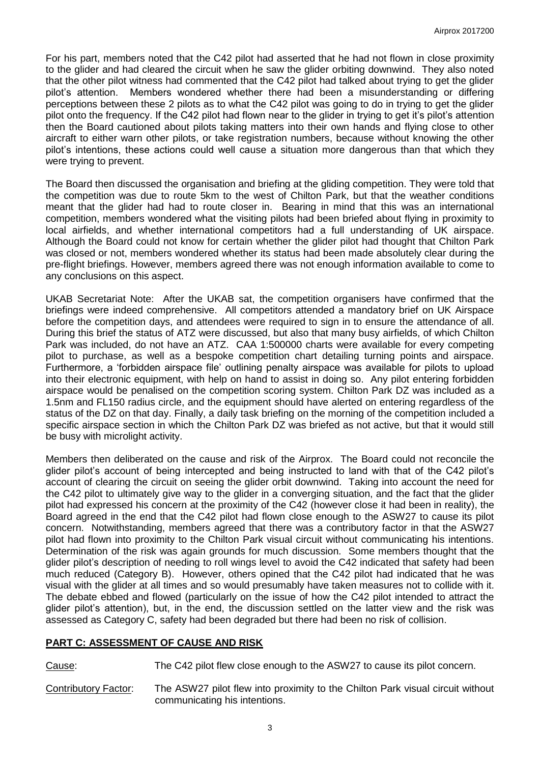For his part, members noted that the C42 pilot had asserted that he had not flown in close proximity to the glider and had cleared the circuit when he saw the glider orbiting downwind. They also noted that the other pilot witness had commented that the C42 pilot had talked about trying to get the glider pilot's attention. Members wondered whether there had been a misunderstanding or differing perceptions between these 2 pilots as to what the C42 pilot was going to do in trying to get the glider pilot onto the frequency. If the C42 pilot had flown near to the glider in trying to get it's pilot's attention then the Board cautioned about pilots taking matters into their own hands and flying close to other aircraft to either warn other pilots, or take registration numbers, because without knowing the other pilot's intentions, these actions could well cause a situation more dangerous than that which they were trying to prevent.

The Board then discussed the organisation and briefing at the gliding competition. They were told that the competition was due to route 5km to the west of Chilton Park, but that the weather conditions meant that the glider had had to route closer in. Bearing in mind that this was an international competition, members wondered what the visiting pilots had been briefed about flying in proximity to local airfields, and whether international competitors had a full understanding of UK airspace. Although the Board could not know for certain whether the glider pilot had thought that Chilton Park was closed or not, members wondered whether its status had been made absolutely clear during the pre-flight briefings. However, members agreed there was not enough information available to come to any conclusions on this aspect.

UKAB Secretariat Note: After the UKAB sat, the competition organisers have confirmed that the briefings were indeed comprehensive. All competitors attended a mandatory brief on UK Airspace before the competition days, and attendees were required to sign in to ensure the attendance of all. During this brief the status of ATZ were discussed, but also that many busy airfields, of which Chilton Park was included, do not have an ATZ. CAA 1:500000 charts were available for every competing pilot to purchase, as well as a bespoke competition chart detailing turning points and airspace. Furthermore, a 'forbidden airspace file' outlining penalty airspace was available for pilots to upload into their electronic equipment, with help on hand to assist in doing so. Any pilot entering forbidden airspace would be penalised on the competition scoring system. Chilton Park DZ was included as a 1.5nm and FL150 radius circle, and the equipment should have alerted on entering regardless of the status of the DZ on that day. Finally, a daily task briefing on the morning of the competition included a specific airspace section in which the Chilton Park DZ was briefed as not active, but that it would still be busy with microlight activity.

Members then deliberated on the cause and risk of the Airprox. The Board could not reconcile the glider pilot's account of being intercepted and being instructed to land with that of the C42 pilot's account of clearing the circuit on seeing the glider orbit downwind. Taking into account the need for the C42 pilot to ultimately give way to the glider in a converging situation, and the fact that the glider pilot had expressed his concern at the proximity of the C42 (however close it had been in reality), the Board agreed in the end that the C42 pilot had flown close enough to the ASW27 to cause its pilot concern. Notwithstanding, members agreed that there was a contributory factor in that the ASW27 pilot had flown into proximity to the Chilton Park visual circuit without communicating his intentions. Determination of the risk was again grounds for much discussion. Some members thought that the glider pilot's description of needing to roll wings level to avoid the C42 indicated that safety had been much reduced (Category B). However, other members opined that the C42 pilot had indicated that he was visual with the glider at all times and so would presumably have taken measures not to collide with it. The debate ebbed and flowed (particularly on the issue of how the C42 pilot intended to attract the glider pilot's attention), but, in the end, the discussion settled on the latter view and the risk was assessed as Category C, safety had been degraded but there had been no risk of collision.

## PART C: ASSESSMENT OF CAUSE AND RISK

Cause: The C42 pilot flew close enough to the ASW27 to cause its pilot concern.

Contributory Factor: The ASW27 pilot flew into proximity to the Chilton Park visual circuit without communicating his intentions.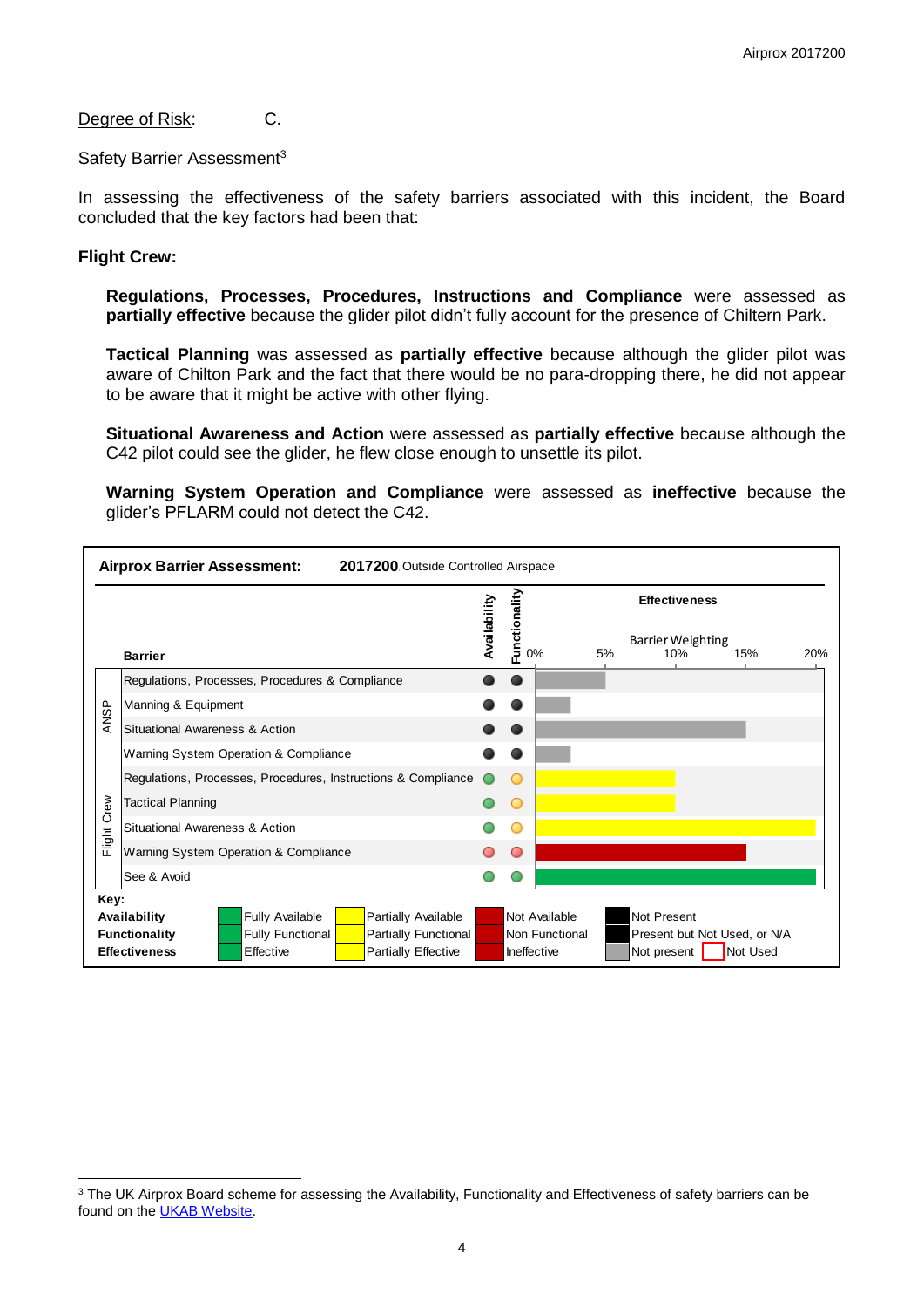Degree of Risk: C.

Safety Barrier Assessment[3]

In assessing the effectiveness of the safety barriers associated with this incident, the Board concluded that the key factors had been that:

**Flight Crew:**

**Regulations, Processes, Procedures, Instructions and Compliance** were assessed as **partially effective** because the glider pilot didn't fully account for the presence of Chiltern Park.

**Tactical Planning** was assessed as **partially effective** because although the glider pilot was aware of Chilton Park and the fact that there would be no para-dropping there, he did not appear to be aware that it might be active with other flying.

**Situational Awareness and Action** were assessed as **partially effective** because although the C42 pilot could see the glider, he flew close enough to unsettle its pilot.

**Warning System Operation and Compliance** were assessed as **ineffective** because the glider's PFLARM could not detect the C42.

**Airprox Barrier Assessment:** **2017200** Outside Controlled Airspace

Barrier

Availability

Functionality

Effectiveness

Barrier Weighting

0%
5%
10%
15%
20%

ANSP

Regulations, Processes, Procedures & Compliance

Manning & Equipment

Situational Awareness & Action

Warning System Operation & Compliance

Flight Crew

Regulations, Processes, Procedures, Instructions & Compliance

Tactical Planning

Situational Awareness & Action

Warning System Operation & Compliance

See & Avoid

Key:

Availability — Fully Available / Partially Available / Not Available / Not Present

Functionality — Fully Functional / Partially Functional / Non Functional / Present but Not Used, or N/A

Effectiveness — Effective / Partially Effective / Ineffective / Not present / Not Used

[3] The UK Airprox Board scheme for assessing the Availability, Functionality and Effectiveness of safety barriers can be found on the UKAB Website.